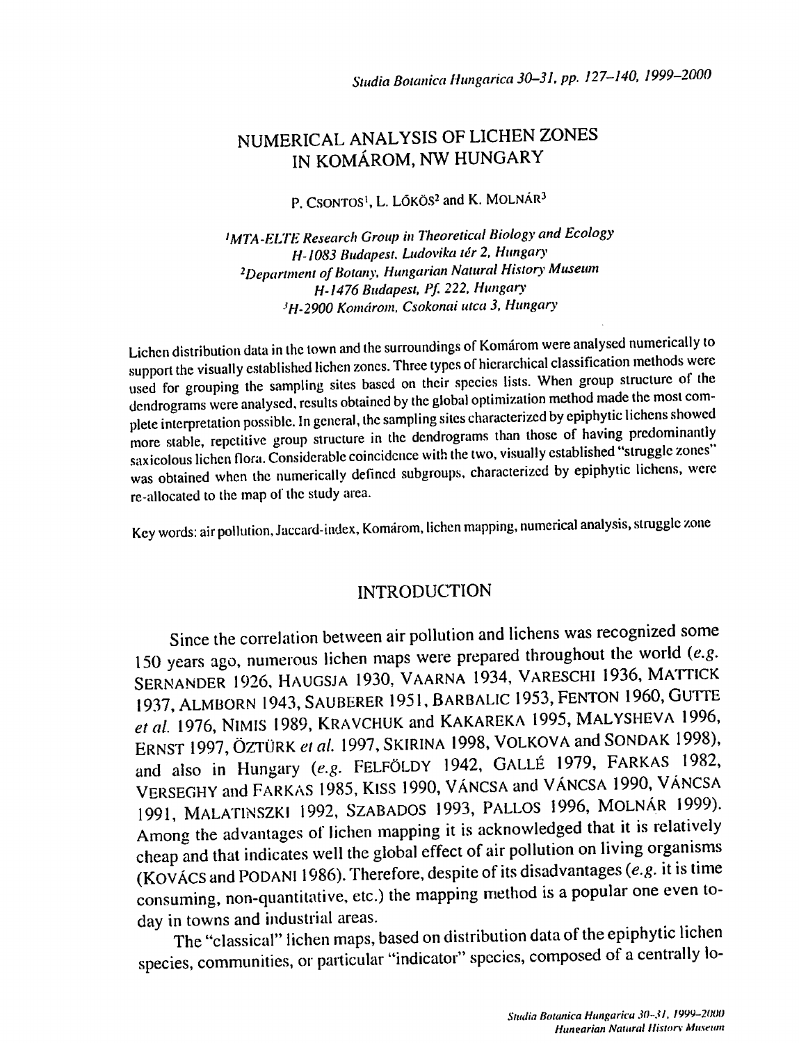# NUMERICAL ANALYSIS OF LICHEN ZONES IN KOMÁROM, NW HUNGARY

P. CSONTOS[1], L. LŐKÖS[2] and K. MOLNÁR[3]

[1]*MTA-ELTE Research Group in Theoretical Biology and Ecology H-1083 Budapest, Ludovika tér 2, Hungary*
[2]*Department of Botany, Hungarian Natural History Museum H-1476 Budapest, Pf. 222, Hungary*
[3]*H-2900 Komárom, Csokonai utca 3, Hungary*

Lichen distribution data in the town and the surroundings of Komárom were analysed numerically to support the visually established lichen zones. Three types of hierarchical classification methods were used for grouping the sampling sites based on their species lists. When group structure of the dendrograms were analysed, results obtained by the global optimization method made the most complete interpretation possible. In general, the sampling sites characterized by epiphytic lichens showed more stable, repetitive group structure in the dendrograms than those of having predominantly saxicolous lichen flora. Considerable coincidence with the two, visually established "struggle zones" was obtained when the numerically defined subgroups, characterized by epiphytic lichens, were re-allocated to the map of the study area.

Key words: air pollution, Jaccard-index, Komárom, lichen mapping, numerical analysis, struggle zone

## INTRODUCTION

Since the correlation between air pollution and lichens was recognized some 150 years ago, numerous lichen maps were prepared throughout the world (*e.g.* SERNANDER 1926, HAUGSJA 1930, VAARNA 1934, VARESCHI 1936, MATTICK 1937, ALMBORN 1943, SAUBERER 1951, BARBALIC 1953, FENTON 1960, GUTTE *et al.* 1976, NIMIS 1989, KRAVCHUK and KAKAREKA 1995, MALYSHEVA 1996, ERNST 1997, ÖZTÜRK *et al.* 1997, SKIRINA 1998, VOLKOVA and SONDAK 1998), and also in Hungary (*e.g.* FELFÖLDY 1942, GALLÉ 1979, FARKAS 1982, VERSEGHY and FARKAS 1985, KISS 1990, VÁNCSA and VÁNCSA 1990, VÁNCSA 1991, MALATINSZKI 1992, SZABADOS 1993, PALLOS 1996, MOLNÁR 1999). Among the advantages of lichen mapping it is acknowledged that it is relatively cheap and that indicates well the global effect of air pollution on living organisms (KOVÁCS and PODANI 1986). Therefore, despite of its disadvantages (*e.g.* it is time consuming, non-quantitative, etc.) the mapping method is a popular one even today in towns and industrial areas.

The "classical" lichen maps, based on distribution data of the epiphytic lichen species, communities, or particular "indicator" species, composed of a centrally lo-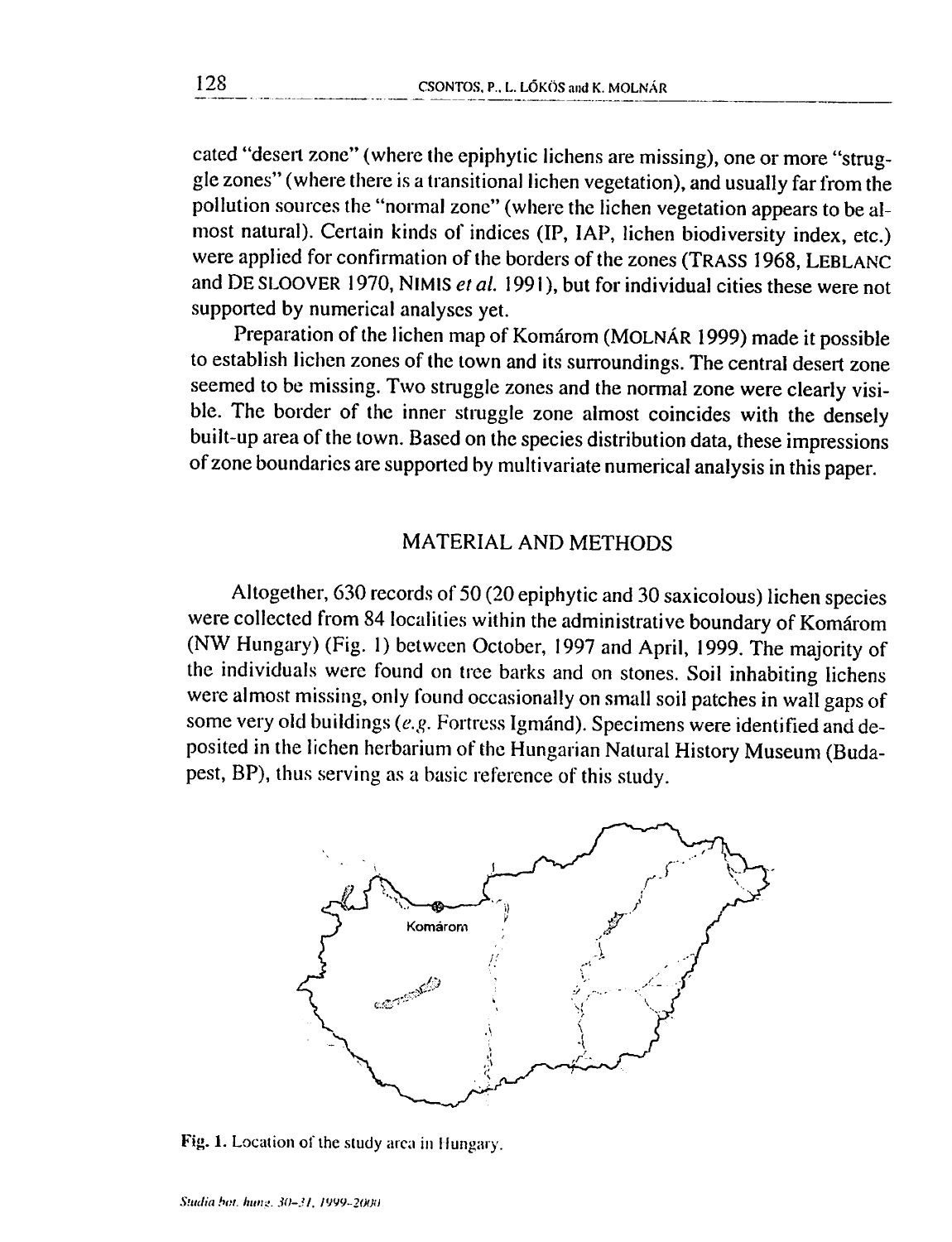cated "desert zone" (where the epiphytic lichens are missing), one or more "struggle zones" (where there is a transitional lichen vegetation), and usually far from the pollution sources the "normal zone" (where the lichen vegetation appears to be almost natural). Certain kinds of indices (IP, IAP, lichen biodiversity index, etc.) were applied for confirmation of the borders of the zones (TRASS 1968, LEBLANC and DE SLOOVER 1970, NIMIS *et al.* 1991), but for individual cities these were not supported by numerical analyses yet.

Preparation of the lichen map of Komárom (MOLNÁR 1999) made it possible to establish lichen zones of the town and its surroundings. The central desert zone seemed to be missing. Two struggle zones and the normal zone were clearly visible. The border of the inner struggle zone almost coincides with the densely built-up area of the town. Based on the species distribution data, these impressions of zone boundaries are supported by multivariate numerical analysis in this paper.

## MATERIAL AND METHODS

Altogether, 630 records of 50 (20 epiphytic and 30 saxicolous) lichen species were collected from 84 localities within the administrative boundary of Komárom (NW Hungary) (Fig. 1) between October, 1997 and April, 1999. The majority of the individuals were found on tree barks and on stones. Soil inhabiting lichens were almost missing, only found occasionally on small soil patches in wall gaps of some very old buildings (*e.g.* Fortress Igmánd). Specimens were identified and deposited in the lichen herbarium of the Hungarian Natural History Museum (Budapest, BP), thus serving as a basic reference of this study.

Komárom

**Fig. 1.** Location of the study area in Hungary.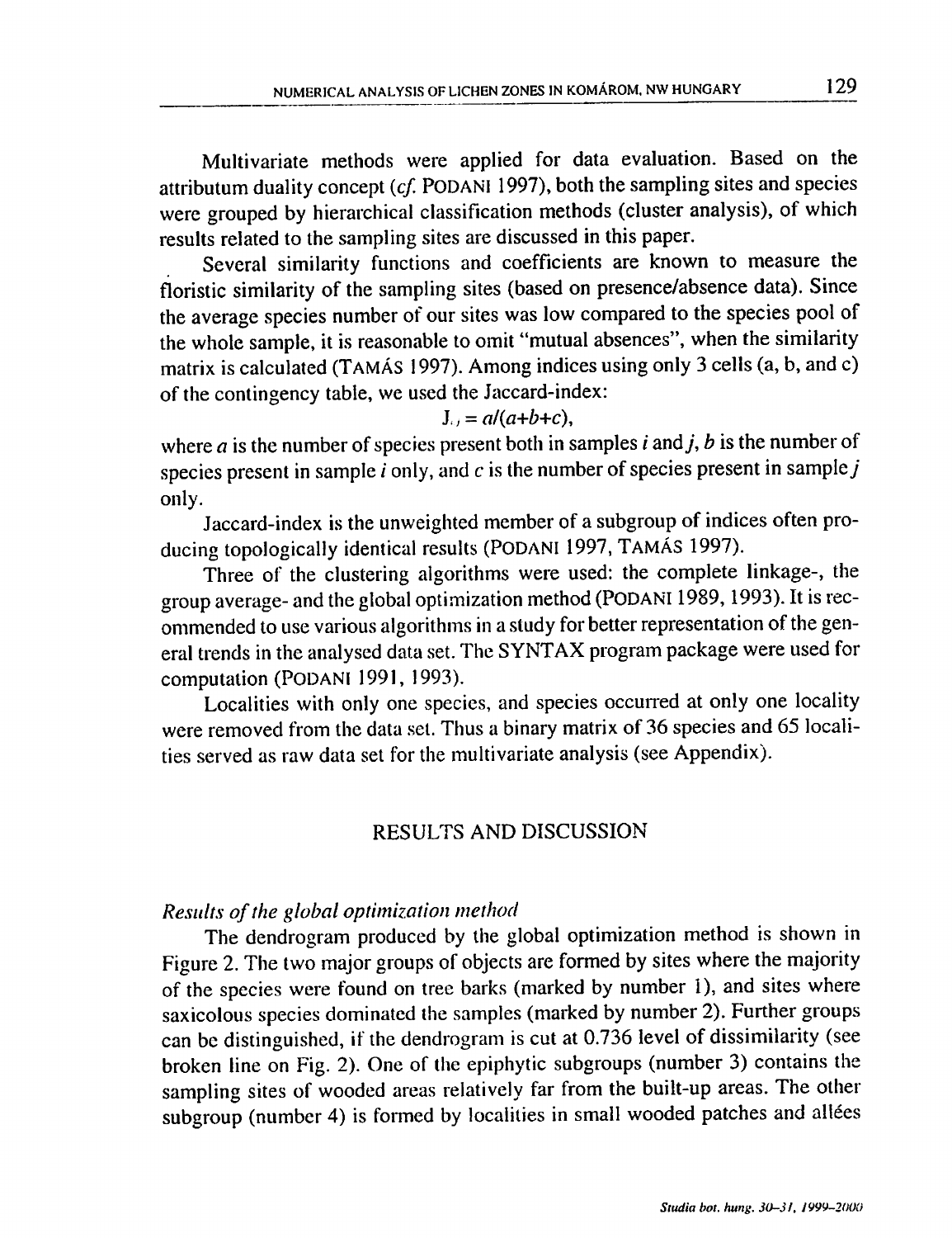Multivariate methods were applied for data evaluation. Based on the attributum duality concept (*cf.* PODANI 1997), both the sampling sites and species were grouped by hierarchical classification methods (cluster analysis), of which results related to the sampling sites are discussed in this paper.

Several similarity functions and coefficients are known to measure the floristic similarity of the sampling sites (based on presence/absence data). Since the average species number of our sites was low compared to the species pool of the whole sample, it is reasonable to omit "mutual absences", when the similarity matrix is calculated (TAMÁS 1997). Among indices using only 3 cells (a, b, and c) of the contingency table, we used the Jaccard-index:

$$J_{i,j} = a/(a+b+c),$$

where $a$ is the number of species present both in samples $i$ and $j$, $b$ is the number of species present in sample $i$ only, and $c$ is the number of species present in sample $j$ only.

Jaccard-index is the unweighted member of a subgroup of indices often producing topologically identical results (PODANI 1997, TAMÁS 1997).

Three of the clustering algorithms were used: the complete linkage-, the group average- and the global optimization method (PODANI 1989, 1993). It is recommended to use various algorithms in a study for better representation of the general trends in the analysed data set. The SYNTAX program package were used for computation (PODANI 1991, 1993).

Localities with only one species, and species occurred at only one locality were removed from the data set. Thus a binary matrix of 36 species and 65 localities served as raw data set for the multivariate analysis (see Appendix).

## RESULTS AND DISCUSSION

### *Results of the global optimization method*

The dendrogram produced by the global optimization method is shown in Figure 2. The two major groups of objects are formed by sites where the majority of the species were found on tree barks (marked by number 1), and sites where saxicolous species dominated the samples (marked by number 2). Further groups can be distinguished, if the dendrogram is cut at 0.736 level of dissimilarity (see broken line on Fig. 2). One of the epiphytic subgroups (number 3) contains the sampling sites of wooded areas relatively far from the built-up areas. The other subgroup (number 4) is formed by localities in small wooded patches and allées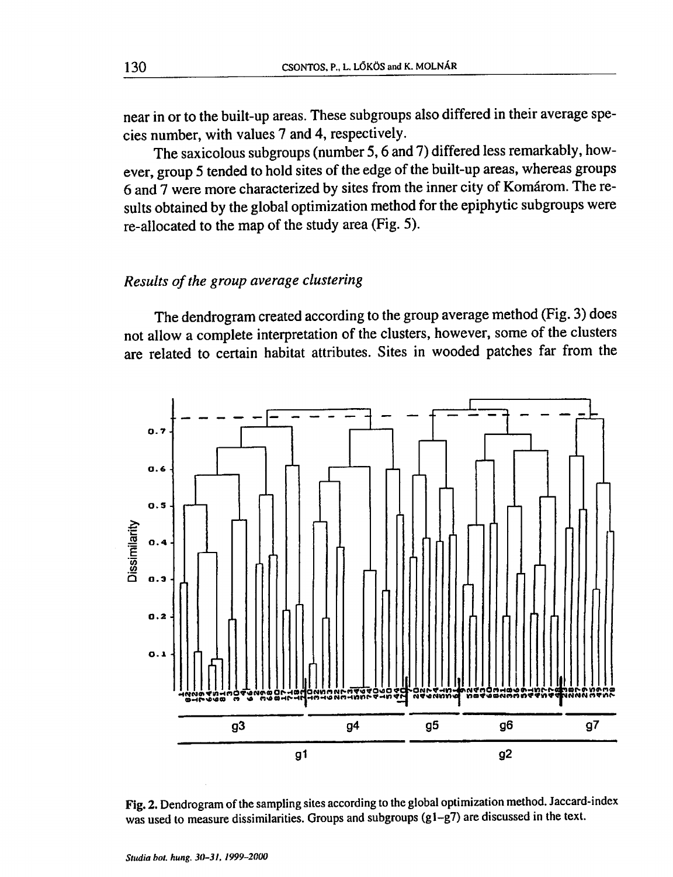near in or to the built-up areas. These subgroups also differed in their average species number, with values 7 and 4, respectively.

The saxicolous subgroups (number 5, 6 and 7) differed less remarkably, however, group 5 tended to hold sites of the edge of the built-up areas, whereas groups 6 and 7 were more characterized by sites from the inner city of Komárom. The results obtained by the global optimization method for the epiphytic subgroups were re-allocated to the map of the study area (Fig. 5).

### *Results of the group average clustering*

The dendrogram created according to the group average method (Fig. 3) does not allow a complete interpretation of the clusters, however, some of the clusters are related to certain habitat attributes. Sites in wooded patches far from the

**Fig. 2.** Dendrogram of the sampling sites according to the global optimization method. Jaccard-index was used to measure dissimilarities. Groups and subgroups (g1–g7) are discussed in the text.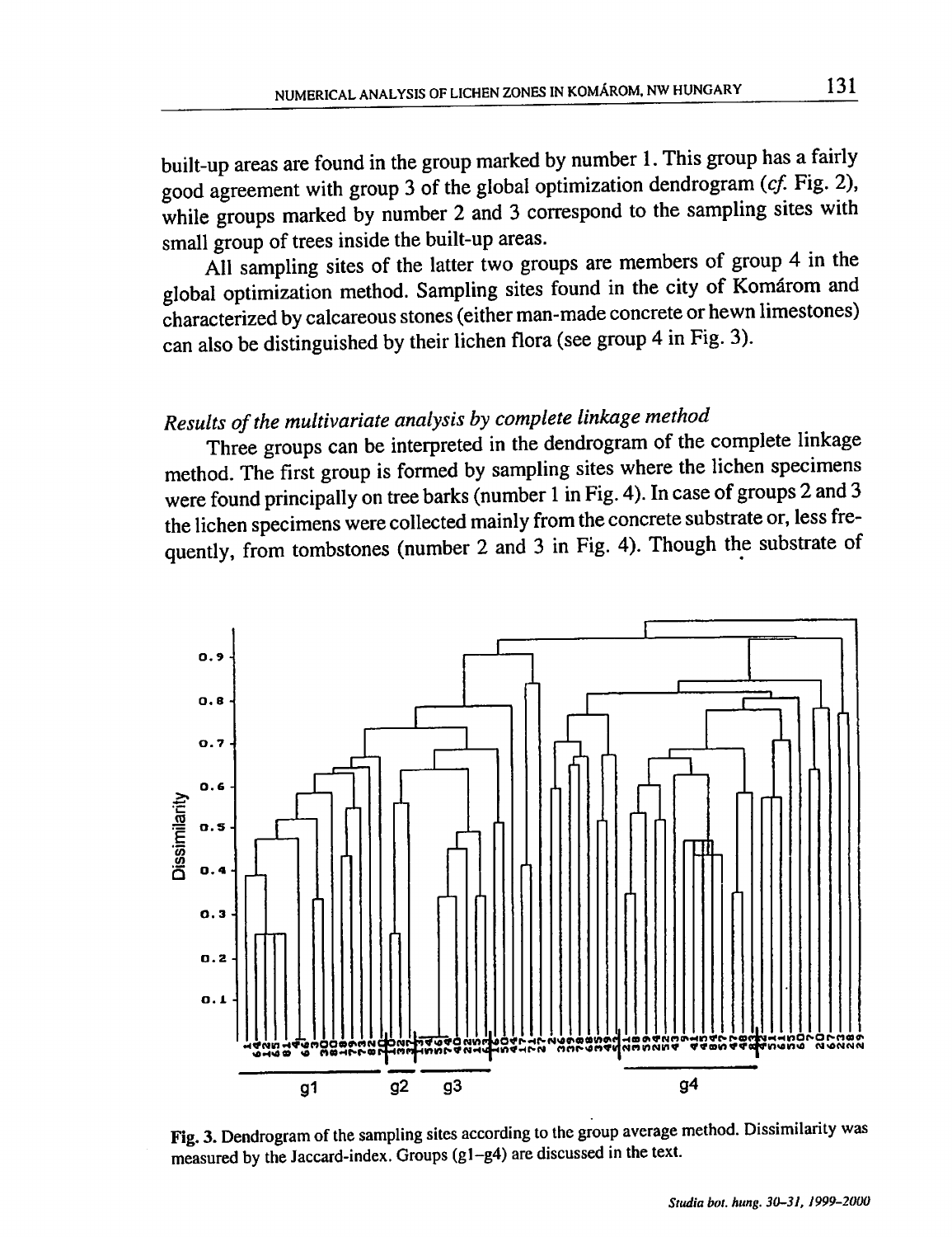built-up areas are found in the group marked by number 1. This group has a fairly good agreement with group 3 of the global optimization dendrogram (*cf.* Fig. 2), while groups marked by number 2 and 3 correspond to the sampling sites with small group of trees inside the built-up areas.

All sampling sites of the latter two groups are members of group 4 in the global optimization method. Sampling sites found in the city of Komárom and characterized by calcareous stones (either man-made concrete or hewn limestones) can also be distinguished by their lichen flora (see group 4 in Fig. 3).

### *Results of the multivariate analysis by complete linkage method*

Three groups can be interpreted in the dendrogram of the complete linkage method. The first group is formed by sampling sites where the lichen specimens were found principally on tree barks (number 1 in Fig. 4). In case of groups 2 and 3 the lichen specimens were collected mainly from the concrete substrate or, less frequently, from tombstones (number 2 and 3 in Fig. 4). Though the substrate of

**Fig. 3.** Dendrogram of the sampling sites according to the group average method. Dissimilarity was measured by the Jaccard-index. Groups (g1–g4) are discussed in the text.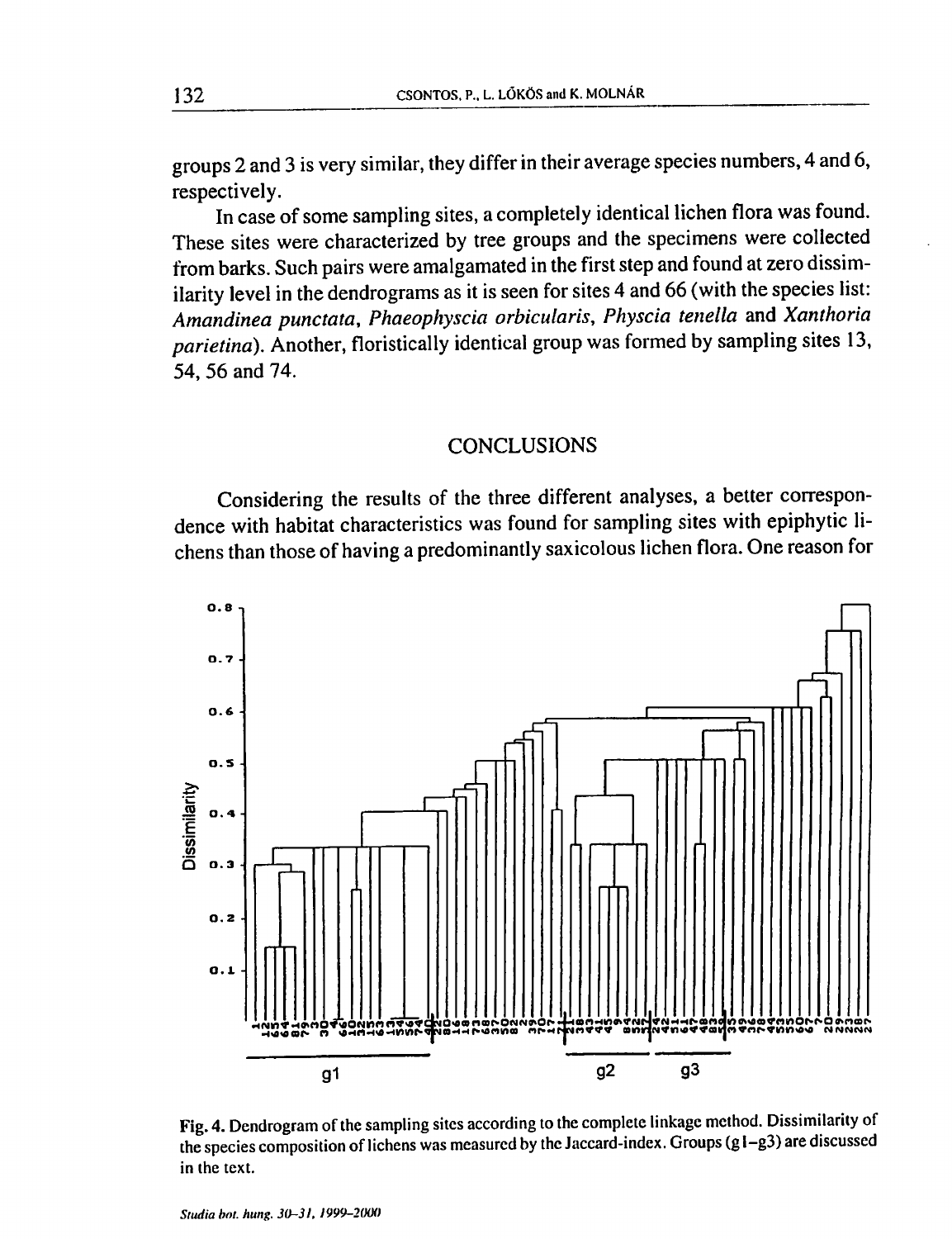groups 2 and 3 is very similar, they differ in their average species numbers, 4 and 6, respectively.

In case of some sampling sites, a completely identical lichen flora was found. These sites were characterized by tree groups and the specimens were collected from barks. Such pairs were amalgamated in the first step and found at zero dissimilarity level in the dendrograms as it is seen for sites 4 and 66 (with the species list: *Amandinea punctata*, *Phaeophyscia orbicularis*, *Physcia tenella* and *Xanthoria parietina*). Another, floristically identical group was formed by sampling sites 13, 54, 56 and 74.

## CONCLUSIONS

Considering the results of the three different analyses, a better correspondence with habitat characteristics was found for sampling sites with epiphytic lichens than those of having a predominantly saxicolous lichen flora. One reason for

**Fig. 4.** Dendrogram of the sampling sites according to the complete linkage method. Dissimilarity of the species composition of lichens was measured by the Jaccard-index. Groups (g1–g3) are discussed in the text.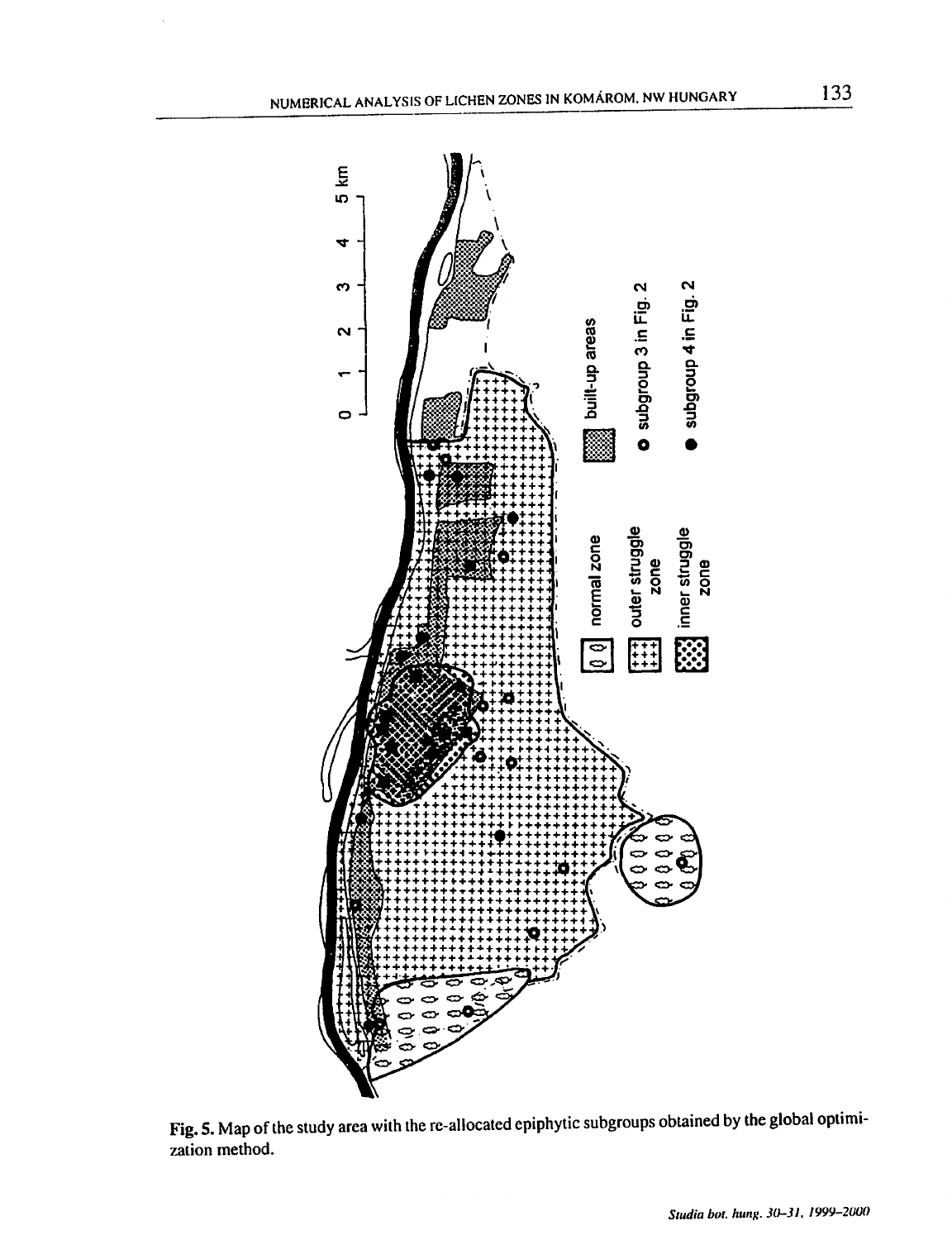Fig. 5. Map of the study area with the re-allocated epiphytic subgroups obtained by the global optimization method.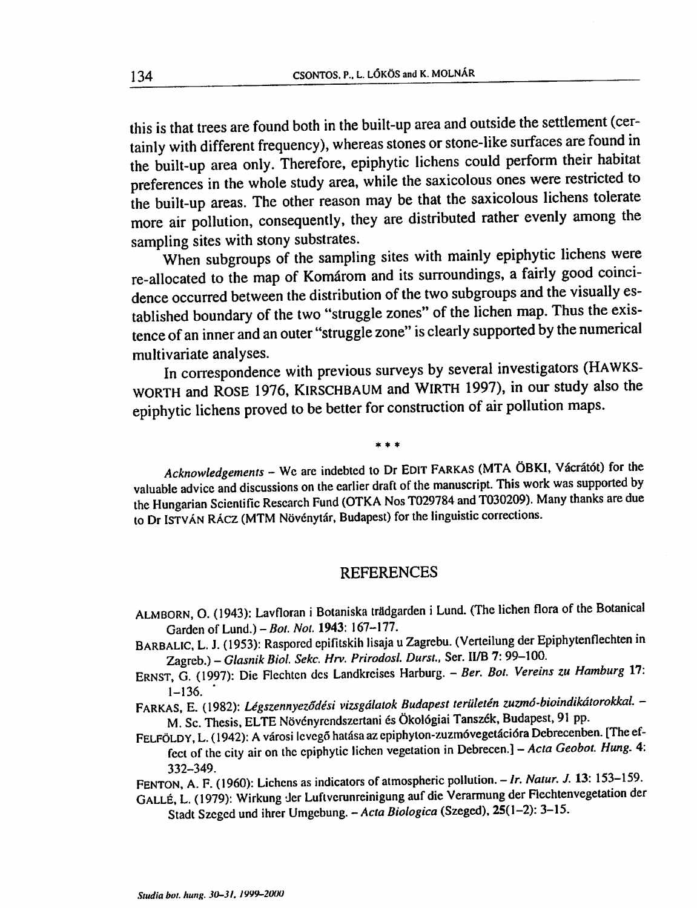this is that trees are found both in the built-up area and outside the settlement (certainly with different frequency), whereas stones or stone-like surfaces are found in the built-up area only. Therefore, epiphytic lichens could perform their habitat preferences in the whole study area, while the saxicolous ones were restricted to the built-up areas. The other reason may be that the saxicolous lichens tolerate more air pollution, consequently, they are distributed rather evenly among the sampling sites with stony substrates.

When subgroups of the sampling sites with mainly epiphytic lichens were re-allocated to the map of Komárom and its surroundings, a fairly good coincidence occurred between the distribution of the two subgroups and the visually established boundary of the two "struggle zones" of the lichen map. Thus the existence of an inner and an outer "struggle zone" is clearly supported by the numerical multivariate analyses.

In correspondence with previous surveys by several investigators (HAWKSWORTH and ROSE 1976, KIRSCHBAUM and WIRTH 1997), in our study also the epiphytic lichens proved to be better for construction of air pollution maps.

\* \* \*

*Acknowledgements* – We are indebted to Dr EDIT FARKAS (MTA ÖBKI, Vácrátót) for the valuable advice and discussions on the earlier draft of the manuscript. This work was supported by the Hungarian Scientific Research Fund (OTKA Nos T029784 and T030209). Many thanks are due to Dr ISTVÁN RÁCZ (MTM Növénytár, Budapest) for the linguistic corrections.

## REFERENCES

ALMBORN, O. (1943): Lavfloran i Botaniska trädgarden i Lund. (The lichen flora of the Botanical Garden of Lund.) – *Bot. Not.* **1943**: 167–177.

BARBALIC, L. J. (1953): Raspored epifitskih lisaja u Zagrebu. (Verteilung der Epiphytenflechten in Zagreb.) – *Glasnik Biol. Sekc. Hrv. Prirodosl. Durst.*, Ser. II/B **7**: 99–100.

ERNST, G. (1997): Die Flechten des Landkreises Harburg. – *Ber. Bot. Vereins zu Hamburg* **17**: 1–136.

FARKAS, E. (1982): *Légszennyeződési vizsgálatok Budapest területén zuzmó-bioindikátorokkal.* – M. Sc. Thesis, ELTE Növényrendszertani és Ökológiai Tanszék, Budapest, 91 pp.

FELFÖLDY, L. (1942): A városi levegő hatása az epiphyton-zuzmóvegetációra Debrecenben. [The effect of the city air on the epiphytic lichen vegetation in Debrecen.] – *Acta Geobot. Hung.* **4**: 332–349.

FENTON, A. F. (1960): Lichens as indicators of atmospheric pollution. – *Ir. Natur. J.* **13**: 153–159.

GALLÉ, L. (1979): Wirkung der Luftverunreinigung auf die Verarmung der Flechtenvegetation der Stadt Szeged und ihrer Umgebung. – *Acta Biologica* (Szeged), **25**(1–2): 3–15.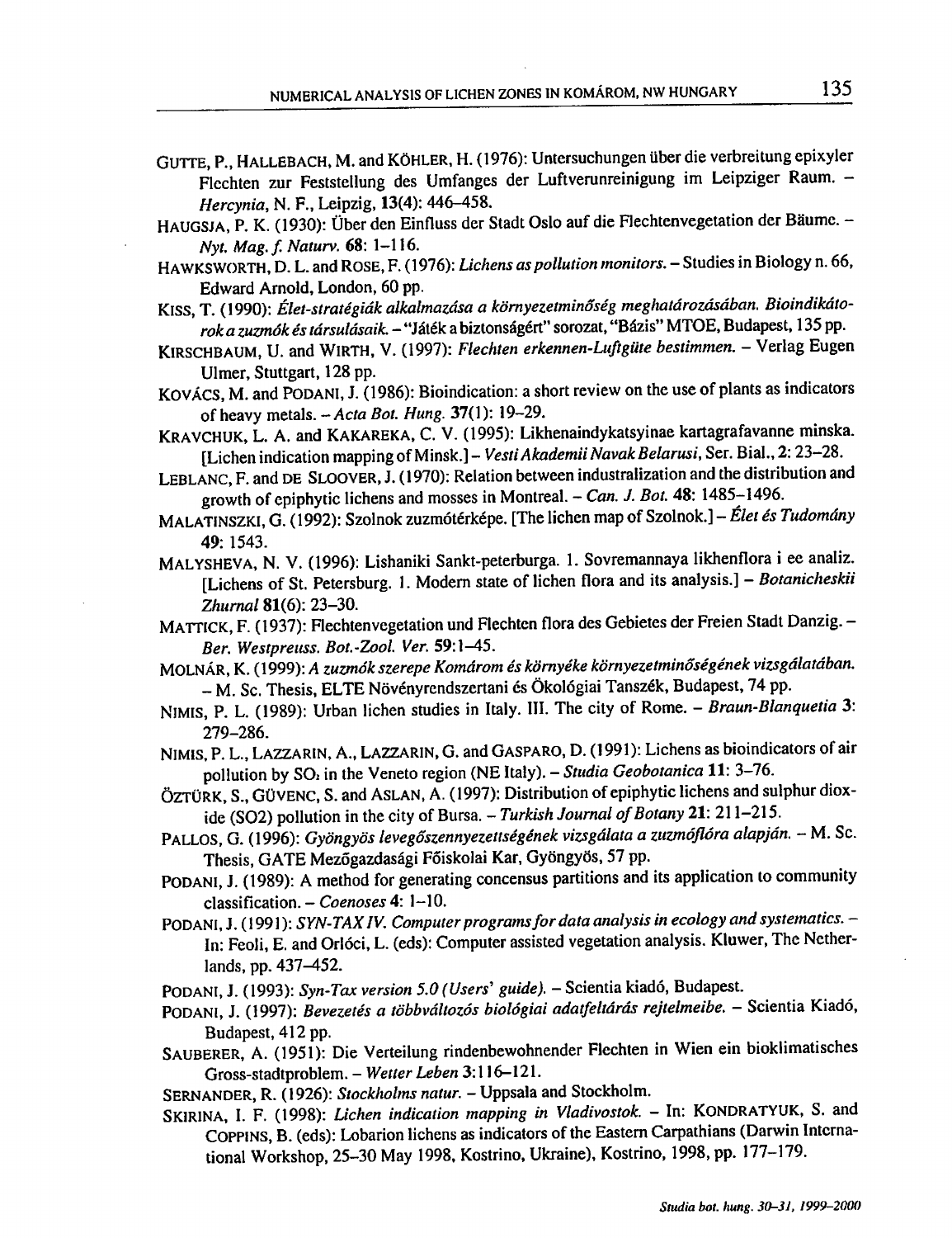GUTTE, P., HALLEBACH, M. and KÖHLER, H. (1976): Untersuchungen über die verbreitung epixyler Flechten zur Feststellung des Umfanges der Luftverunreinigung im Leipziger Raum. – *Hercynia*, N. F., Leipzig, **13**(4): 446–458.

HAUGSJA, P. K. (1930): Über den Einfluss der Stadt Oslo auf die Flechtenvegetation der Bäume. – *Nyt. Mag. f. Naturv.* **68**: 1–116.

HAWKSWORTH, D. L. and ROSE, F. (1976): *Lichens as pollution monitors.* – Studies in Biology n. 66, Edward Arnold, London, 60 pp.

KISS, T. (1990): *Élet-stratégiák alkalmazása a környezetminőség meghatározásában. Bioindikátorok a zuzmók és társulásaik.* – "Játék a biztonságért" sorozat, "Bázis" MTOE, Budapest, 135 pp.

KIRSCHBAUM, U. and WIRTH, V. (1997): *Flechten erkennen-Luftgüte bestimmen.* – Verlag Eugen Ulmer, Stuttgart, 128 pp.

KOVÁCS, M. and PODANI, J. (1986): Bioindication: a short review on the use of plants as indicators of heavy metals. – *Acta Bot. Hung.* **37**(1): 19–29.

KRAVCHUK, L. A. and KAKAREKA, C. V. (1995): Likhenaindykatsyinae kartagrafavanne minska. [Lichen indication mapping of Minsk.] – *Vesti Akademii Navak Belarusi*, Ser. Bial., **2**: 23–28.

LEBLANC, F. and DE SLOOVER, J. (1970): Relation between industralization and the distribution and growth of epiphytic lichens and mosses in Montreal. – *Can. J. Bot.* **48**: 1485–1496.

MALATINSZKI, G. (1992): Szolnok zuzmótérképe. [The lichen map of Szolnok.] – *Élet és Tudomány* **49**: 1543.

MALYSHEVA, N. V. (1996): Lishaniki Sankt-peterburga. 1. Sovremannaya likhenflora i ee analiz. [Lichens of St. Petersburg. 1. Modern state of lichen flora and its analysis.] – *Botanicheskii Zhurnal* **81**(6): 23–30.

MATTICK, F. (1937): Flechtenvegetation und Flechten flora des Gebietes der Freien Stadt Danzig. – *Ber. Westpreuss. Bot.-Zool. Ver.* **59**:1–45.

MOLNÁR, K. (1999): *A zuzmók szerepe Komárom és környéke környezetminőségének vizsgálatában.* – M. Sc. Thesis, ELTE Növényrendszertani és Ökológiai Tanszék, Budapest, 74 pp.

NIMIS, P. L. (1989): Urban lichen studies in Italy. III. The city of Rome. – *Braun-Blanquetia* **3**: 279–286.

NIMIS, P. L., LAZZARIN, A., LAZZARIN, G. and GASPARO, D. (1991): Lichens as bioindicators of air pollution by $SO_2$ in the Veneto region (NE Italy). – *Studia Geobotanica* **11**: 3–76.

ÖZTÜRK, S., GÜVENC, S. and ASLAN, A. (1997): Distribution of epiphytic lichens and sulphur dioxide (SO2) pollution in the city of Bursa. – *Turkish Journal of Botany* **21**: 211–215.

PALLOS, G. (1996): *Gyöngyös levegőszennyezettségének vizsgálata a zuzmóflóra alapján.* – M. Sc. Thesis, GATE Mezőgazdasági Főiskolai Kar, Gyöngyös, 57 pp.

PODANI, J. (1989): A method for generating concensus partitions and its application to community classification. – *Coenoses* **4**: 1–10.

PODANI, J. (1991): *SYN-TAX IV. Computer programs for data analysis in ecology and systematics.* – In: Feoli, E. and Orlóci, L. (eds): Computer assisted vegetation analysis. Kluwer, The Netherlands, pp. 437–452.

PODANI, J. (1993): *Syn-Tax version 5.0 (Users' guide).* – Scientia kiadó, Budapest.

PODANI, J. (1997): *Bevezetés a többváltozós biológiai adatfeltárás rejtelmeibe.* – Scientia Kiadó, Budapest, 412 pp.

SAUBERER, A. (1951): Die Verteilung rindenbewohnender Flechten in Wien ein bioklimatisches Gross-stadtproblem. – *Wetter Leben* **3**:116–121.

SERNANDER, R. (1926): *Stockholms natur.* – Uppsala and Stockholm.

SKIRINA, I. F. (1998): *Lichen indication mapping in Vladivostok.* – In: KONDRATYUK, S. and COPPINS, B. (eds): Lobarion lichens as indicators of the Eastern Carpathians (Darwin International Workshop, 25–30 May 1998, Kostrino, Ukraine), Kostrino, 1998, pp. 177–179.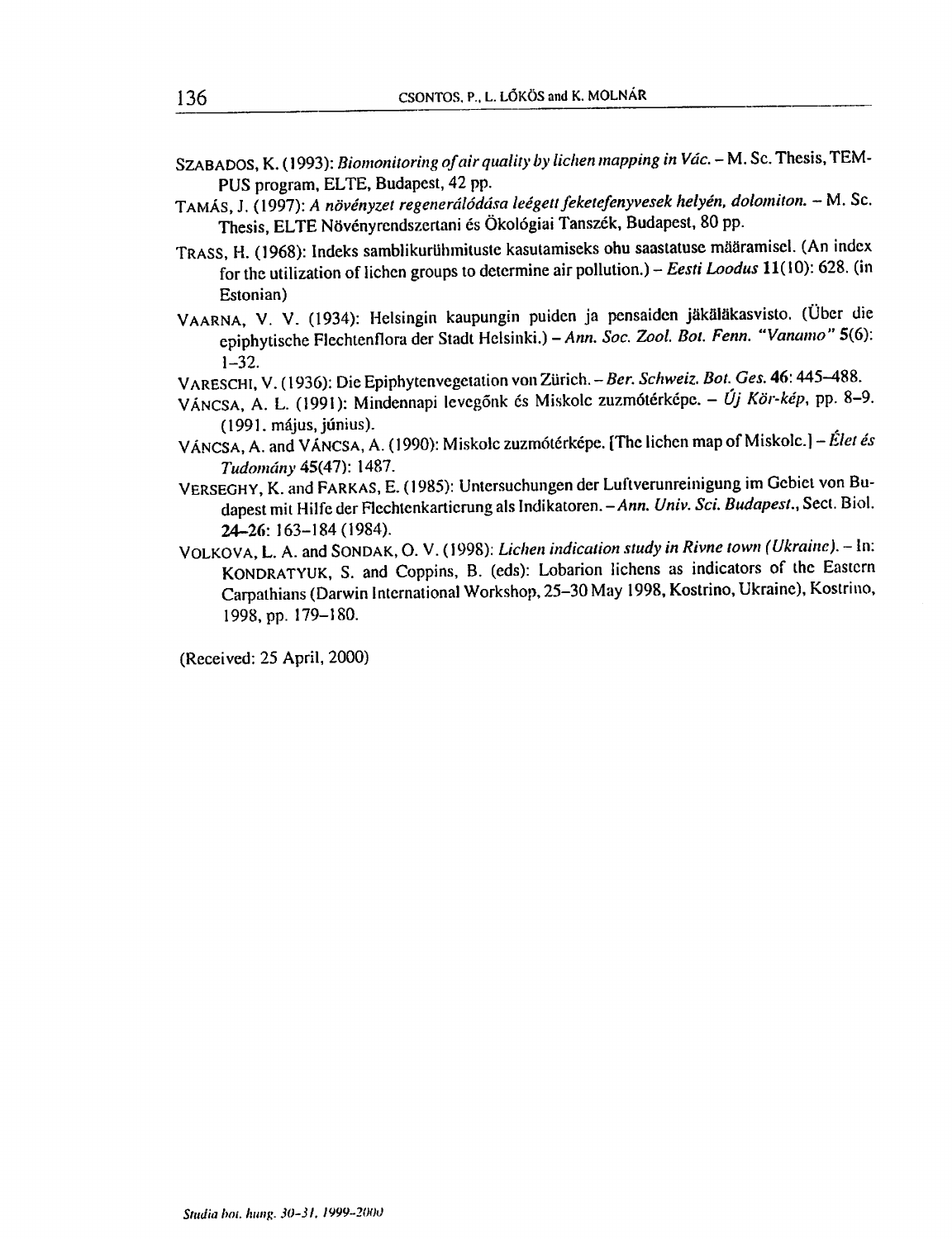SZABADOS, K. (1993): *Biomonitoring of air quality by lichen mapping in Vác*. – M. Sc. Thesis, TEMPUS program, ELTE, Budapest, 42 pp.

TAMÁS, J. (1997): *A növényzet regenerálódása leégett feketefenyvesek helyén, dolomiton*. – M. Sc. Thesis, ELTE Növényrendszertani és Ökológiai Tanszék, Budapest, 80 pp.

TRASS, H. (1968): Indeks samblikurühmituste kasutamiseks ohu saastatuse määramisel. (An index for the utilization of lichen groups to determine air pollution.) – *Eesti Loodus* **11**(10): 628. (in Estonian)

VAARNA, V. V. (1934): Helsingin kaupungin puiden ja pensaiden jäkäläkasvisto. (Über die epiphytische Flechtenflora der Stadt Helsinki.) – *Ann. Soc. Zool. Bot. Fenn. "Vanamo"* **5**(6): 1–32.

VARESCHI, V. (1936): Die Epiphytenvegetation von Zürich. – *Ber. Schweiz. Bot. Ges.* **46**: 445–488.

VÁNCSA, A. L. (1991): Mindennapi levegőnk és Miskolc zuzmótérképe. – *Új Kör-kép*, pp. 8–9. (1991. május, június).

VÁNCSA, A. and VÁNCSA, A. (1990): Miskolc zuzmótérképe. [The lichen map of Miskolc.] – *Élet és Tudomány* **45**(47): 1487.

VERSEGHY, K. and FARKAS, E. (1985): Untersuchungen der Luftverunreinigung im Gebiet von Budapest mit Hilfe der Flechtenkartierung als Indikatoren. – *Ann. Univ. Sci. Budapest.*, Sect. Biol. **24–26**: 163–184 (1984).

VOLKOVA, L. A. and SONDAK, O. V. (1998): *Lichen indication study in Rivne town (Ukraine)*. – In: KONDRATYUK, S. and Coppins, B. (eds): Lobarion lichens as indicators of the Eastern Carpathians (Darwin International Workshop, 25–30 May 1998, Kostrino, Ukraine), Kostrino, 1998, pp. 179–180.

(Received: 25 April, 2000)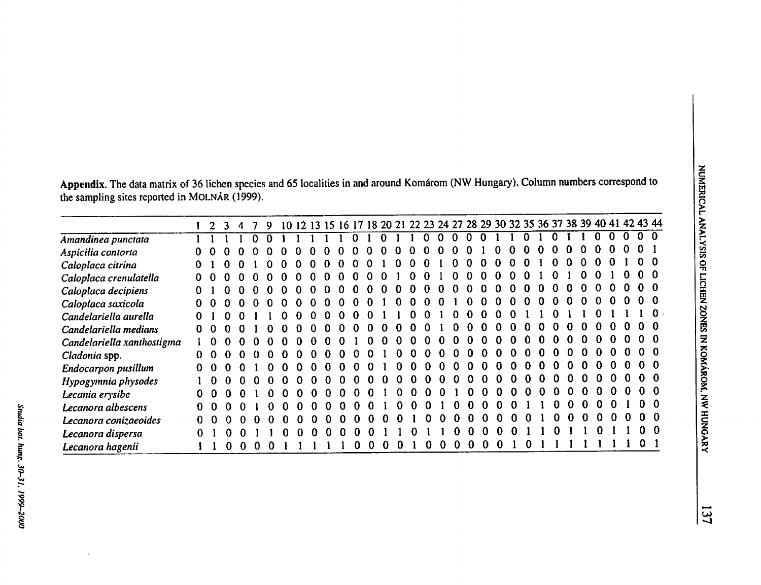**Appendix.** The data matrix of 36 lichen species and 65 localities in and around Komárom (NW Hungary). Column numbers correspond to the sampling sites reported in MOLNÁR (1999).

| | 1 | 2 | 3 | 4 | 7 | 9 | 10 | 12 | 13 | 15 | 16 | 17 | 18 | 20 | 21 | 22 | 23 | 24 | 27 | 28 | 29 | 30 | 32 | 35 | 36 | 37 | 38 | 39 | 40 | 41 | 42 | 43 | 44 |
|---|---|---|---|---|---|---|---|---|---|---|---|---|---|---|---|---|---|---|---|---|---|---|---|---|---|---|---|---|---|---|---|---|---|
| *Amandinea punctata* | 1 | 1 | 1 | 1 | 0 | 0 | 1 | 1 | 1 | 1 | 1 | 0 | 1 | 0 | 1 | 1 | 0 | 0 | 0 | 0 | 0 | 1 | 1 | 0 | 1 | 0 | 1 | 1 | 0 | 0 | 0 | 0 | 0 |
| *Aspicilia contorta* | 0 | 0 | 0 | 0 | 0 | 0 | 0 | 0 | 0 | 0 | 0 | 0 | 0 | 0 | 0 | 0 | 0 | 0 | 0 | 0 | 1 | 0 | 0 | 0 | 0 | 0 | 0 | 0 | 0 | 0 | 0 | 0 | 1 |
| *Caloplaca citrina* | 0 | 1 | 0 | 0 | 1 | 0 | 0 | 0 | 0 | 0 | 0 | 0 | 0 | 1 | 0 | 0 | 0 | 1 | 0 | 0 | 0 | 0 | 0 | 0 | 1 | 0 | 0 | 0 | 0 | 0 | 1 | 0 | 0 |
| *Caloplaca crenulatella* | 0 | 0 | 0 | 0 | 0 | 0 | 0 | 0 | 0 | 0 | 0 | 0 | 0 | 0 | 1 | 0 | 0 | 1 | 0 | 0 | 0 | 0 | 0 | 0 | 1 | 0 | 1 | 0 | 0 | 1 | 0 | 0 | 0 |
| *Caloplaca decipiens* | 0 | 1 | 0 | 0 | 0 | 0 | 0 | 0 | 0 | 0 | 0 | 0 | 0 | 0 | 0 | 0 | 0 | 0 | 0 | 0 | 0 | 0 | 0 | 0 | 0 | 0 | 0 | 0 | 0 | 0 | 0 | 0 | 0 |
| *Caloplaca saxicola* | 0 | 0 | 0 | 0 | 0 | 0 | 0 | 0 | 0 | 0 | 0 | 0 | 0 | 1 | 0 | 0 | 0 | 0 | 1 | 0 | 0 | 0 | 0 | 0 | 0 | 0 | 0 | 0 | 0 | 0 | 0 | 0 | 0 |
| *Candelariella aurella* | 0 | 1 | 0 | 0 | 1 | 1 | 0 | 0 | 0 | 0 | 0 | 0 | 0 | 1 | 1 | 0 | 0 | 1 | 0 | 0 | 0 | 0 | 0 | 1 | 1 | 0 | 1 | 1 | 0 | 1 | 1 | 1 | 0 |
| *Candelariella medians* | 0 | 0 | 0 | 0 | 1 | 0 | 0 | 0 | 0 | 0 | 0 | 0 | 0 | 0 | 0 | 0 | 0 | 1 | 0 | 0 | 0 | 0 | 0 | 0 | 0 | 0 | 0 | 0 | 0 | 0 | 0 | 0 | 0 |
| *Candelariella xanthostigma* | 1 | 0 | 0 | 0 | 0 | 0 | 0 | 0 | 0 | 0 | 0 | 1 | 0 | 0 | 0 | 0 | 0 | 0 | 0 | 0 | 0 | 0 | 0 | 0 | 0 | 0 | 0 | 0 | 0 | 0 | 0 | 0 | 0 |
| *Cladonia* spp. | 0 | 0 | 0 | 0 | 0 | 0 | 0 | 0 | 0 | 0 | 0 | 0 | 0 | 1 | 0 | 0 | 0 | 0 | 0 | 0 | 0 | 0 | 0 | 0 | 0 | 0 | 0 | 0 | 0 | 0 | 0 | 0 | 0 |
| *Endocarpon pusillum* | 0 | 0 | 0 | 0 | 1 | 0 | 0 | 0 | 0 | 0 | 0 | 0 | 0 | 1 | 0 | 0 | 0 | 0 | 0 | 0 | 0 | 0 | 0 | 0 | 0 | 0 | 0 | 0 | 0 | 0 | 0 | 0 | 0 |
| *Hypogymnia physodes* | 1 | 0 | 0 | 0 | 0 | 0 | 0 | 0 | 0 | 0 | 0 | 0 | 0 | 0 | 0 | 0 | 0 | 0 | 0 | 0 | 0 | 0 | 0 | 0 | 0 | 0 | 0 | 0 | 0 | 0 | 0 | 0 | 0 |
| *Lecania erysibe* | 0 | 0 | 0 | 0 | 1 | 0 | 0 | 0 | 0 | 0 | 0 | 0 | 0 | 1 | 0 | 0 | 0 | 0 | 1 | 0 | 0 | 0 | 0 | 0 | 0 | 0 | 0 | 0 | 0 | 0 | 0 | 0 | 0 |
| *Lecanora albescens* | 0 | 0 | 0 | 0 | 1 | 0 | 0 | 0 | 0 | 0 | 0 | 0 | 0 | 1 | 0 | 0 | 0 | 1 | 0 | 0 | 0 | 0 | 0 | 1 | 1 | 0 | 0 | 0 | 0 | 0 | 1 | 0 | 0 |
| *Lecanora conizaeoides* | 0 | 0 | 0 | 0 | 0 | 0 | 0 | 0 | 0 | 0 | 0 | 0 | 0 | 0 | 0 | 1 | 0 | 0 | 0 | 0 | 0 | 0 | 0 | 0 | 1 | 0 | 0 | 0 | 0 | 0 | 0 | 0 | 0 |
| *Lecanora dispersa* | 0 | 1 | 0 | 0 | 1 | 1 | 0 | 0 | 0 | 0 | 0 | 0 | 0 | 1 | 1 | 0 | 1 | 1 | 0 | 0 | 0 | 0 | 0 | 1 | 1 | 0 | 1 | 1 | 0 | 1 | 1 | 0 | 0 |
| *Lecanora hagenii* | 1 | 1 | 0 | 0 | 0 | 0 | 1 | 1 | 1 | 1 | 1 | 0 | 0 | 0 | 0 | 1 | 0 | 0 | 0 | 0 | 0 | 0 | 1 | 0 | 1 | 1 | 1 | 1 | 1 | 1 | 1 | 0 | 1 |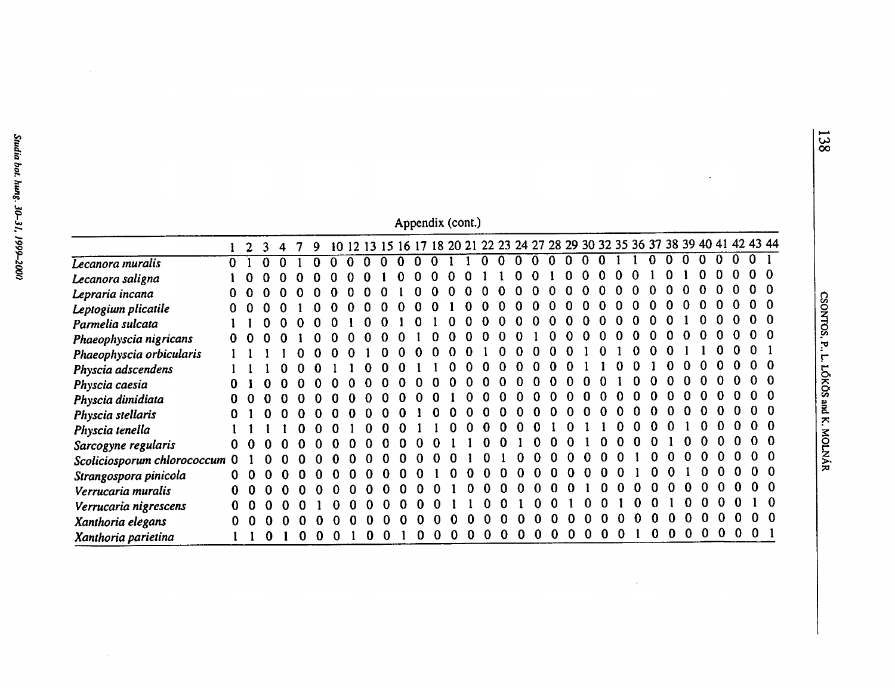Appendix (cont.)

| | 1 | 2 | 3 | 4 | 7 | 9 | 10 | 12 | 13 | 15 | 16 | 17 | 18 | 20 | 21 | 22 | 23 | 24 | 27 | 28 | 29 | 30 | 32 | 35 | 36 | 37 | 38 | 39 | 40 | 41 | 42 | 43 | 44 |
|---|---|---|---|---|---|---|---|---|---|---|---|---|---|---|---|---|---|---|---|---|---|---|---|---|---|---|---|---|---|---|---|---|---|
| *Lecanora muralis* | 0 | 1 | 0 | 0 | 1 | 0 | 0 | 0 | 0 | 0 | 0 | 0 | 0 | 1 | 1 | 0 | 0 | 0 | 0 | 0 | 0 | 0 | 0 | 1 | 1 | 0 | 0 | 0 | 0 | 0 | 0 | 0 | 1 |
| *Lecanora saligna* | 1 | 0 | 0 | 0 | 0 | 0 | 0 | 0 | 0 | 1 | 0 | 0 | 0 | 0 | 0 | 1 | 1 | 0 | 0 | 1 | 0 | 0 | 0 | 0 | 0 | 1 | 0 | 1 | 0 | 0 | 0 | 0 | 0 |
| *Lepraria incana* | 0 | 0 | 0 | 0 | 0 | 0 | 0 | 0 | 0 | 0 | 1 | 0 | 0 | 0 | 0 | 0 | 0 | 0 | 0 | 0 | 0 | 0 | 0 | 0 | 0 | 0 | 0 | 0 | 0 | 0 | 0 | 0 | 0 |
| *Leptogium plicatile* | 0 | 0 | 0 | 0 | 1 | 0 | 0 | 0 | 0 | 0 | 0 | 0 | 0 | 1 | 0 | 0 | 0 | 0 | 0 | 0 | 0 | 0 | 0 | 0 | 0 | 0 | 0 | 0 | 0 | 0 | 0 | 0 | 0 |
| *Parmelia sulcata* | 1 | 1 | 0 | 0 | 0 | 0 | 0 | 1 | 0 | 0 | 1 | 0 | 1 | 0 | 0 | 0 | 0 | 0 | 0 | 0 | 0 | 0 | 0 | 0 | 0 | 0 | 0 | 1 | 0 | 0 | 0 | 0 | 0 |
| *Phaeophyscia nigricans* | 0 | 0 | 0 | 0 | 1 | 0 | 0 | 0 | 0 | 0 | 0 | 1 | 0 | 0 | 0 | 0 | 0 | 0 | 0 | 1 | 0 | 0 | 0 | 0 | 0 | 0 | 0 | 0 | 0 | 0 | 0 | 0 | 0 |
| *Phaeophyscia orbicularis* | 1 | 1 | 1 | 1 | 0 | 0 | 0 | 0 | 0 | 1 | 0 | 0 | 0 | 0 | 0 | 0 | 1 | 0 | 0 | 0 | 0 | 1 | 0 | 1 | 0 | 0 | 0 | 1 | 1 | 0 | 0 | 0 | 1 |
| *Physcia adscendens* | 1 | 1 | 1 | 0 | 0 | 0 | 1 | 1 | 0 | 0 | 0 | 1 | 1 | 0 | 0 | 0 | 0 | 0 | 0 | 0 | 0 | 1 | 1 | 0 | 0 | 1 | 0 | 0 | 0 | 0 | 0 | 0 | 0 |
| *Physcia caesia* | 0 | 1 | 0 | 0 | 0 | 0 | 0 | 0 | 0 | 0 | 0 | 0 | 0 | 0 | 0 | 0 | 0 | 0 | 0 | 0 | 0 | 0 | 0 | 1 | 0 | 0 | 0 | 0 | 0 | 0 | 0 | 0 | 0 |
| *Physcia dimidiata* | 0 | 0 | 0 | 0 | 0 | 0 | 0 | 0 | 0 | 0 | 0 | 0 | 0 | 1 | 0 | 0 | 0 | 0 | 0 | 0 | 0 | 0 | 0 | 0 | 0 | 0 | 0 | 0 | 0 | 0 | 0 | 0 | 0 |
| *Physcia stellaris* | 0 | 1 | 0 | 0 | 0 | 0 | 0 | 0 | 0 | 0 | 0 | 1 | 0 | 0 | 0 | 0 | 0 | 0 | 0 | 0 | 0 | 0 | 0 | 0 | 0 | 0 | 0 | 0 | 0 | 0 | 0 | 0 | 0 |
| *Physcia tenella* | 1 | 1 | 1 | 1 | 0 | 0 | 0 | 1 | 0 | 0 | 0 | 1 | 1 | 0 | 0 | 0 | 0 | 0 | 0 | 1 | 0 | 1 | 1 | 1 | 0 | 0 | 0 | 0 | 1 | 0 | 0 | 0 | 0 |
| *Sarcogyne regularis* | 0 | 0 | 0 | 0 | 0 | 0 | 0 | 0 | 0 | 0 | 0 | 0 | 0 | 1 | 1 | 0 | 0 | 1 | 0 | 0 | 0 | 1 | 0 | 0 | 0 | 0 | 1 | 0 | 0 | 0 | 0 | 0 | 0 |
| *Scoliciosporum chlorococcum* | 0 | 1 | 0 | 0 | 0 | 0 | 0 | 0 | 0 | 0 | 0 | 0 | 0 | 0 | 1 | 0 | 1 | 0 | 0 | 0 | 0 | 0 | 0 | 1 | 0 | 0 | 0 | 0 | 0 | 0 | 0 | 0 | 0 |
| *Strangospora pinicola* | 0 | 0 | 0 | 0 | 0 | 0 | 0 | 0 | 0 | 0 | 0 | 0 | 1 | 0 | 0 | 0 | 0 | 0 | 0 | 0 | 0 | 0 | 0 | 1 | 0 | 0 | 1 | 0 | 0 | 0 | 0 | 0 | 0 |
| *Verrucaria muralis* | 0 | 0 | 0 | 0 | 0 | 0 | 0 | 0 | 0 | 0 | 0 | 0 | 0 | 1 | 0 | 0 | 0 | 0 | 0 | 0 | 0 | 1 | 0 | 0 | 0 | 0 | 0 | 0 | 0 | 0 | 0 | 0 | 0 |
| *Verrucaria nigrescens* | 0 | 0 | 0 | 0 | 0 | 1 | 0 | 0 | 0 | 0 | 0 | 0 | 0 | 1 | 1 | 0 | 0 | 1 | 0 | 0 | 1 | 0 | 0 | 1 | 0 | 0 | 1 | 0 | 0 | 0 | 0 | 1 | 0 |
| *Xanthoria elegans* | 0 | 0 | 0 | 0 | 0 | 0 | 0 | 0 | 0 | 0 | 0 | 0 | 0 | 0 | 0 | 0 | 0 | 0 | 0 | 0 | 0 | 0 | 0 | 0 | 0 | 0 | 0 | 0 | 0 | 0 | 0 | 0 | 0 |
| *Xanthoria parietina* | 1 | 1 | 0 | 1 | 0 | 0 | 0 | 1 | 0 | 0 | 1 | 0 | 0 | 0 | 0 | 0 | 0 | 0 | 0 | 0 | 0 | 0 | 0 | 0 | 1 | 0 | 0 | 0 | 0 | 0 | 0 | 0 | 1 |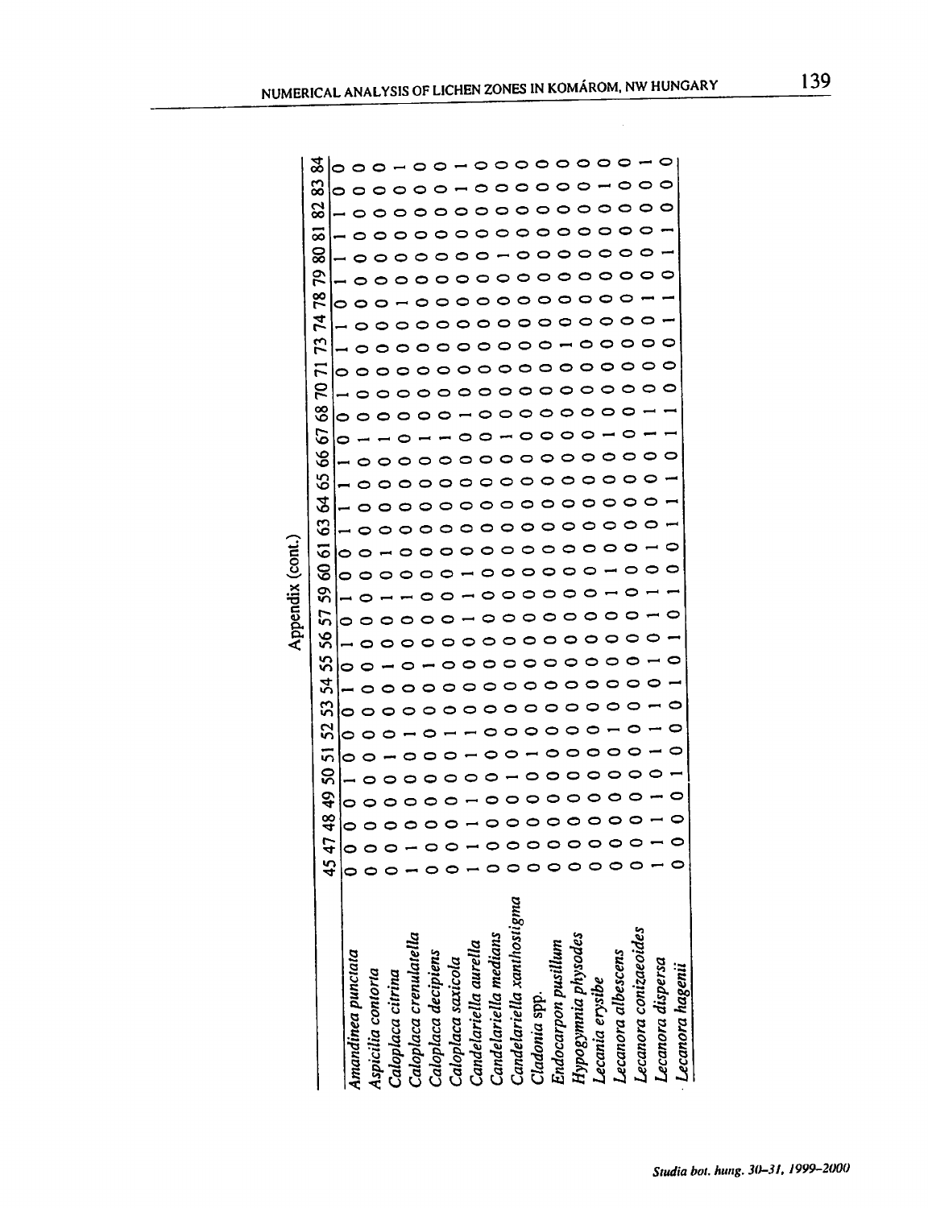Appendix (cont.)

| | 45 | 47 | 48 | 49 | 50 | 51 | 52 | 53 | 54 | 55 | 56 | 57 | 59 | 60 | 61 | 63 | 64 | 65 | 66 | 67 | 68 | 70 | 71 | 73 | 74 | 78 | 79 | 80 | 81 | 82 | 83 | 84 |
|---|---|---|---|---|---|---|---|---|---|---|---|---|---|---|---|---|---|---|---|---|---|---|---|---|---|---|---|---|---|---|---|---|
| *Amandinea punctata* | 0 | 0 | 0 | 0 | 1 | 0 | 0 | 0 | 1 | 0 | 1 | 0 | 1 | 0 | 0 | 1 | 1 | 1 | 1 | 0 | 0 | 1 | 0 | 1 | 1 | 0 | 1 | 1 | 1 | 1 | 0 | 0 |
| *Aspicilia contorta* | 0 | 0 | 0 | 0 | 0 | 0 | 0 | 0 | 0 | 0 | 0 | 0 | 0 | 0 | 0 | 0 | 0 | 0 | 0 | 1 | 0 | 0 | 0 | 0 | 0 | 0 | 0 | 0 | 0 | 0 | 0 | 0 |
| *Caloplaca citrina* | 0 | 0 | 0 | 0 | 0 | 1 | 0 | 0 | 0 | 1 | 0 | 0 | 1 | 0 | 1 | 0 | 0 | 0 | 0 | 1 | 0 | 0 | 0 | 0 | 0 | 0 | 0 | 0 | 0 | 0 | 0 | 0 |
| *Caloplaca crenulatella* | 1 | 1 | 0 | 0 | 0 | 0 | 1 | 0 | 0 | 0 | 0 | 0 | 1 | 0 | 0 | 0 | 0 | 0 | 0 | 0 | 0 | 0 | 0 | 0 | 0 | 1 | 0 | 0 | 0 | 0 | 0 | 1 |
| *Caloplaca decipiens* | 0 | 0 | 0 | 0 | 0 | 0 | 0 | 0 | 0 | 1 | 0 | 0 | 0 | 0 | 0 | 0 | 0 | 0 | 0 | 1 | 0 | 0 | 0 | 0 | 0 | 0 | 0 | 0 | 0 | 0 | 0 | 0 |
| *Caloplaca saxicola* | 0 | 0 | 0 | 0 | 0 | 0 | 1 | 0 | 0 | 0 | 0 | 0 | 0 | 0 | 0 | 0 | 0 | 0 | 0 | 1 | 0 | 0 | 0 | 0 | 0 | 0 | 0 | 0 | 0 | 0 | 1 | 1 |
| *Candelariella aurella* | 1 | 0 | 1 | 1 | 0 | 1 | 1 | 0 | 0 | 0 | 0 | 1 | 1 | 1 | 0 | 0 | 0 | 0 | 0 | 0 | 1 | 0 | 0 | 0 | 0 | 0 | 0 | 0 | 0 | 0 | 0 | 0 |
| *Candelariella medians* | 0 | 0 | 0 | 0 | 0 | 0 | 0 | 0 | 0 | 0 | 0 | 0 | 0 | 0 | 0 | 0 | 0 | 0 | 0 | 0 | 0 | 0 | 0 | 0 | 0 | 0 | 0 | 1 | 0 | 0 | 0 | 0 |
| *Candelariella xanthostigma* | 0 | 0 | 0 | 0 | 1 | 0 | 0 | 0 | 0 | 0 | 0 | 0 | 0 | 0 | 0 | 0 | 0 | 0 | 0 | 1 | 0 | 0 | 0 | 0 | 0 | 0 | 0 | 0 | 0 | 0 | 0 | 0 |
| *Cladonia* spp. | 0 | 0 | 0 | 0 | 0 | 1 | 0 | 0 | 0 | 0 | 0 | 0 | 0 | 0 | 0 | 0 | 0 | 0 | 0 | 0 | 0 | 0 | 0 | 0 | 0 | 0 | 0 | 0 | 0 | 0 | 0 | 0 |
| *Endocarpon pusillum* | 0 | 0 | 0 | 0 | 0 | 0 | 0 | 0 | 0 | 0 | 0 | 0 | 0 | 0 | 0 | 0 | 0 | 0 | 0 | 0 | 0 | 0 | 0 | 0 | 0 | 0 | 0 | 0 | 0 | 0 | 0 | 0 |
| *Hypogymnia physodes* | 0 | 0 | 0 | 0 | 0 | 0 | 0 | 0 | 0 | 0 | 0 | 0 | 0 | 0 | 0 | 0 | 0 | 0 | 0 | 0 | 0 | 0 | 0 | 1 | 0 | 0 | 0 | 0 | 0 | 0 | 0 | 0 |
| *Lecania erysibe* | 0 | 0 | 0 | 0 | 0 | 0 | 0 | 0 | 0 | 0 | 0 | 0 | 0 | 0 | 0 | 0 | 0 | 0 | 0 | 0 | 0 | 0 | 0 | 0 | 0 | 0 | 0 | 0 | 0 | 0 | 1 | 0 |
| *Lecanora albescens* | 0 | 0 | 0 | 0 | 0 | 0 | 1 | 0 | 0 | 0 | 0 | 0 | 1 | 1 | 0 | 0 | 0 | 0 | 0 | 1 | 0 | 0 | 0 | 0 | 0 | 0 | 0 | 0 | 0 | 0 | 0 | 0 |
| *Lecanora conizaeoides* | 0 | 0 | 0 | 0 | 0 | 0 | 0 | 0 | 0 | 0 | 0 | 0 | 0 | 0 | 1 | 0 | 0 | 0 | 0 | 0 | 0 | 0 | 0 | 0 | 0 | 1 | 0 | 0 | 0 | 0 | 0 | 1 |
| *Lecanora dispersa* | 1 | 1 | 1 | 1 | 0 | 1 | 1 | 1 | 0 | 1 | 0 | 1 | 1 | 0 | 0 | 1 | 1 | 1 | 0 | 1 | 1 | 0 | 0 | 0 | 1 | 1 | 0 | 1 | 1 | 0 | 0 | 0 |
| *Lecanora hagenii* | 0 | 0 | 0 | 0 | 1 | 0 | 0 | 0 | 1 | 0 | 1 | 0 | 1 | 0 | 0 | 1 | 1 | 1 | 0 | 1 | 1 | 0 | 0 | 0 | 1 | 1 | 0 | 0 | 1 | 0 | 0 | 0 |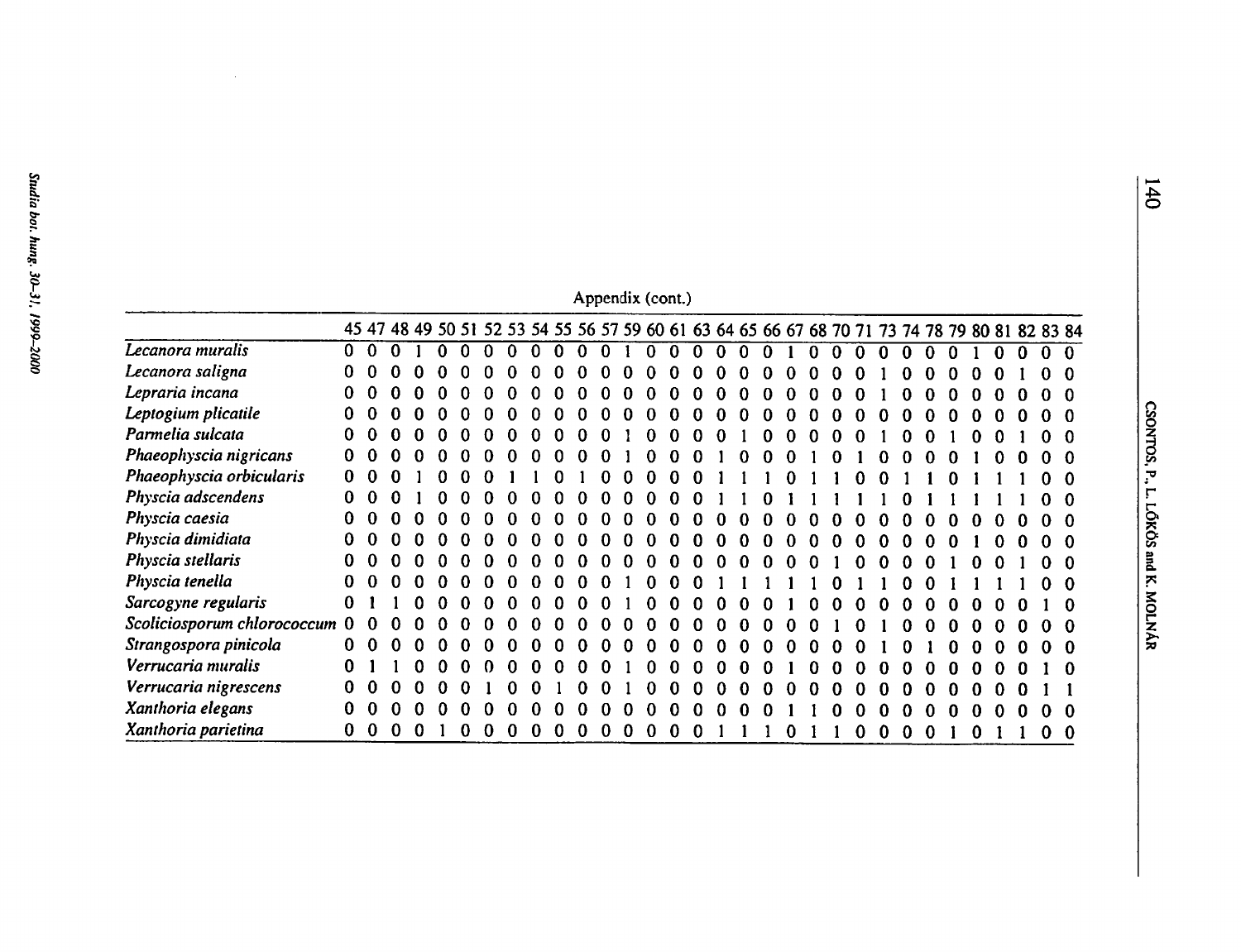Appendix (cont.)

| | 45 | 47 | 48 | 49 | 50 | 51 | 52 | 53 | 54 | 55 | 56 | 57 | 59 | 60 | 61 | 63 | 64 | 65 | 66 | 67 | 68 | 70 | 71 | 73 | 74 | 78 | 79 | 80 | 81 | 82 | 83 | 84 |
|---|---|---|---|---|---|---|---|---|---|---|---|---|---|---|---|---|---|---|---|---|---|---|---|---|---|---|---|---|---|---|---|---|
| *Lecanora muralis* | 0 | 0 | 0 | 1 | 0 | 0 | 0 | 0 | 0 | 0 | 0 | 0 | 1 | 0 | 0 | 0 | 0 | 0 | 0 | 1 | 0 | 0 | 0 | 0 | 0 | 0 | 0 | 1 | 0 | 0 | 0 | 0 |
| *Lecanora saligna* | 0 | 0 | 0 | 0 | 0 | 0 | 0 | 0 | 0 | 0 | 0 | 0 | 0 | 0 | 0 | 0 | 0 | 0 | 0 | 0 | 0 | 0 | 0 | 1 | 0 | 0 | 0 | 0 | 0 | 1 | 0 | 0 |
| *Lepraria incana* | 0 | 0 | 0 | 0 | 0 | 0 | 0 | 0 | 0 | 0 | 0 | 0 | 0 | 0 | 0 | 0 | 0 | 0 | 0 | 0 | 0 | 0 | 0 | 1 | 0 | 0 | 0 | 0 | 0 | 0 | 0 | 0 |
| *Leptogium plicatile* | 0 | 0 | 0 | 0 | 0 | 0 | 0 | 0 | 0 | 0 | 0 | 0 | 0 | 0 | 0 | 0 | 0 | 0 | 0 | 0 | 0 | 0 | 0 | 0 | 0 | 0 | 0 | 0 | 0 | 0 | 0 | 0 |
| *Parmelia sulcata* | 0 | 0 | 0 | 0 | 0 | 0 | 0 | 0 | 0 | 0 | 0 | 0 | 1 | 0 | 0 | 0 | 0 | 1 | 0 | 0 | 0 | 0 | 0 | 1 | 0 | 0 | 1 | 0 | 0 | 1 | 0 | 0 |
| *Phaeophyscia nigricans* | 0 | 0 | 0 | 0 | 0 | 0 | 0 | 0 | 0 | 0 | 0 | 0 | 1 | 0 | 0 | 0 | 1 | 0 | 0 | 0 | 1 | 0 | 1 | 0 | 0 | 0 | 0 | 1 | 0 | 0 | 0 | 0 |
| *Phaeophyscia orbicularis* | 0 | 0 | 0 | 1 | 0 | 0 | 0 | 1 | 1 | 0 | 1 | 0 | 0 | 0 | 0 | 0 | 1 | 1 | 1 | 0 | 1 | 1 | 0 | 0 | 1 | 1 | 0 | 1 | 1 | 1 | 0 | 0 |
| *Physcia adscendens* | 0 | 0 | 0 | 1 | 0 | 0 | 0 | 0 | 0 | 0 | 0 | 0 | 0 | 0 | 0 | 0 | 1 | 1 | 0 | 1 | 1 | 1 | 1 | 1 | 0 | 1 | 1 | 1 | 1 | 1 | 0 | 0 |
| *Physcia caesia* | 0 | 0 | 0 | 0 | 0 | 0 | 0 | 0 | 0 | 0 | 0 | 0 | 0 | 0 | 0 | 0 | 0 | 0 | 0 | 0 | 0 | 0 | 0 | 0 | 0 | 0 | 0 | 0 | 0 | 0 | 0 | 0 |
| *Physcia dimidiata* | 0 | 0 | 0 | 0 | 0 | 0 | 0 | 0 | 0 | 0 | 0 | 0 | 0 | 0 | 0 | 0 | 0 | 0 | 0 | 0 | 0 | 0 | 0 | 0 | 0 | 0 | 0 | 1 | 0 | 0 | 0 | 0 |
| *Physcia stellaris* | 0 | 0 | 0 | 0 | 0 | 0 | 0 | 0 | 0 | 0 | 0 | 0 | 0 | 0 | 0 | 0 | 0 | 0 | 0 | 0 | 0 | 1 | 0 | 0 | 0 | 0 | 1 | 0 | 0 | 1 | 0 | 0 |
| *Physcia tenella* | 0 | 0 | 0 | 0 | 0 | 0 | 0 | 0 | 0 | 0 | 0 | 0 | 1 | 0 | 0 | 0 | 1 | 1 | 1 | 1 | 1 | 0 | 1 | 1 | 0 | 0 | 1 | 1 | 1 | 1 | 0 | 0 |
| *Sarcogyne regularis* | 0 | 1 | 1 | 0 | 0 | 0 | 0 | 0 | 0 | 0 | 0 | 0 | 1 | 0 | 0 | 0 | 0 | 0 | 0 | 1 | 0 | 0 | 0 | 0 | 0 | 0 | 0 | 0 | 0 | 0 | 1 | 0 |
| *Scoliciosporum chlorococcum* | 0 | 0 | 0 | 0 | 0 | 0 | 0 | 0 | 0 | 0 | 0 | 0 | 0 | 0 | 0 | 0 | 0 | 0 | 0 | 0 | 0 | 1 | 0 | 1 | 0 | 0 | 0 | 0 | 0 | 0 | 0 | 0 |
| *Strangospora pinicola* | 0 | 0 | 0 | 0 | 0 | 0 | 0 | 0 | 0 | 0 | 0 | 0 | 0 | 0 | 0 | 0 | 0 | 0 | 0 | 0 | 0 | 0 | 0 | 1 | 0 | 1 | 0 | 0 | 0 | 0 | 0 | 0 |
| *Verrucaria muralis* | 0 | 1 | 1 | 0 | 0 | 0 | 0 | 0 | 0 | 0 | 0 | 0 | 1 | 0 | 0 | 0 | 0 | 0 | 0 | 1 | 0 | 0 | 0 | 0 | 0 | 0 | 0 | 0 | 0 | 0 | 1 | 0 |
| *Verrucaria nigrescens* | 0 | 0 | 0 | 0 | 0 | 0 | 1 | 0 | 0 | 1 | 0 | 0 | 1 | 0 | 0 | 0 | 0 | 0 | 0 | 0 | 0 | 0 | 0 | 0 | 0 | 0 | 0 | 0 | 0 | 0 | 1 | 1 |
| *Xanthoria elegans* | 0 | 0 | 0 | 0 | 0 | 0 | 0 | 0 | 0 | 0 | 0 | 0 | 0 | 0 | 0 | 0 | 0 | 0 | 0 | 1 | 1 | 0 | 0 | 0 | 0 | 0 | 0 | 0 | 0 | 0 | 0 | 0 |
| *Xanthoria parietina* | 0 | 0 | 0 | 0 | 1 | 0 | 0 | 0 | 0 | 0 | 0 | 0 | 0 | 0 | 0 | 0 | 1 | 1 | 1 | 0 | 1 | 1 | 0 | 0 | 0 | 0 | 1 | 0 | 1 | 1 | 0 | 0 |